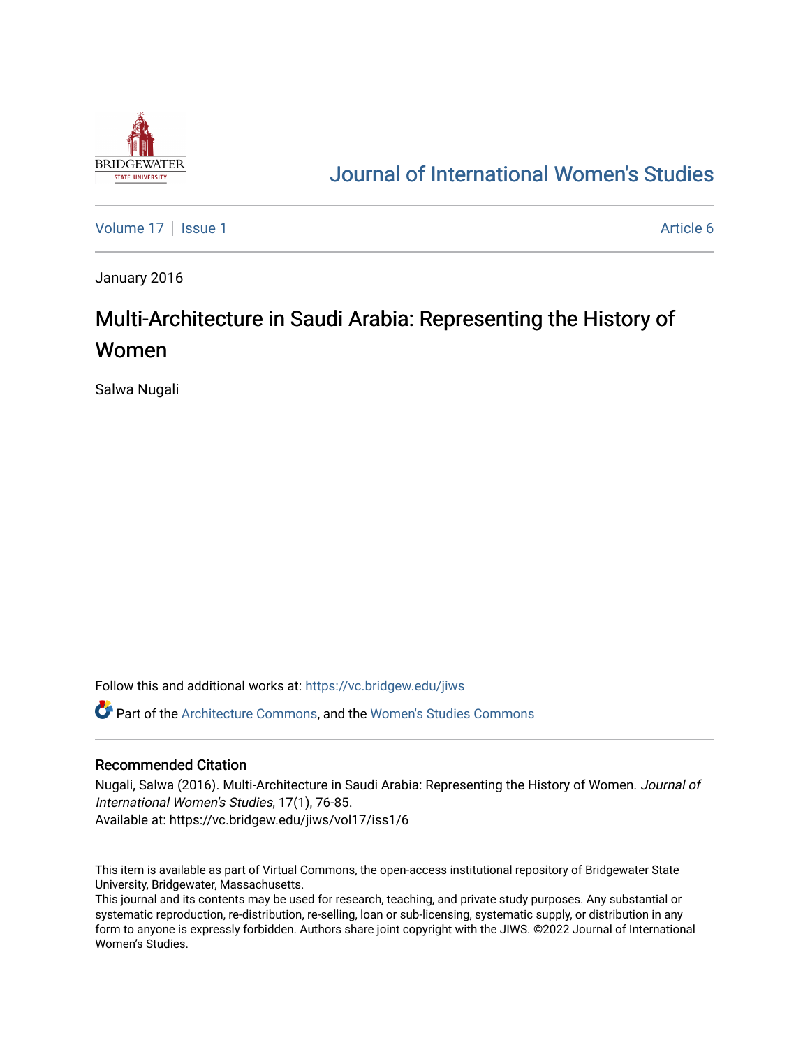# Journal of International Women's Studies

Volume 17 | Issue 1 — Article 6

January 2016

## Multi-Architecture in Saudi Arabia: Representing the History of Women

Salwa Nugali

Follow this and additional works at: https://vc.bridgew.edu/jiws

Part of the Architecture Commons, and the Women's Studies Commons

### Recommended Citation

Nugali, Salwa (2016). Multi-Architecture in Saudi Arabia: Representing the History of Women. *Journal of International Women's Studies*, 17(1), 76-85.
Available at: https://vc.bridgew.edu/jiws/vol17/iss1/6

This item is available as part of Virtual Commons, the open-access institutional repository of Bridgewater State University, Bridgewater, Massachusetts.
This journal and its contents may be used for research, teaching, and private study purposes. Any substantial or systematic reproduction, re-distribution, re-selling, loan or sub-licensing, systematic supply, or distribution in any form to anyone is expressly forbidden. Authors share joint copyright with the JIWS. ©2022 Journal of International Women's Studies.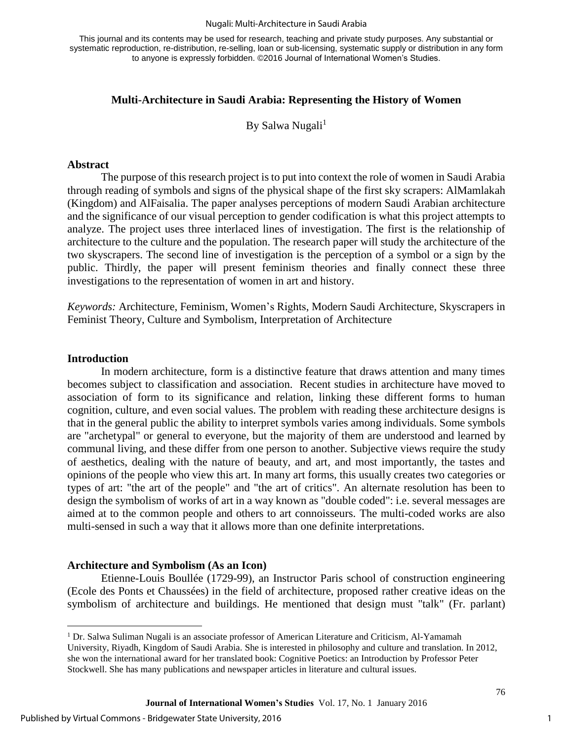This journal and its contents may be used for research, teaching and private study purposes. Any substantial or systematic reproduction, re-distribution, re-selling, loan or sub-licensing, systematic supply or distribution in any form to anyone is expressly forbidden. ©2016 Journal of International Women's Studies.

# Multi-Architecture in Saudi Arabia: Representing the History of Women

By Salwa Nugali[1]

## Abstract

The purpose of this research project is to put into context the role of women in Saudi Arabia through reading of symbols and signs of the physical shape of the first sky scrapers: AlMamlakah (Kingdom) and AlFaisalia. The paper analyses perceptions of modern Saudi Arabian architecture and the significance of our visual perception to gender codification is what this project attempts to analyze. The project uses three interlaced lines of investigation. The first is the relationship of architecture to the culture and the population. The research paper will study the architecture of the two skyscrapers. The second line of investigation is the perception of a symbol or a sign by the public. Thirdly, the paper will present feminism theories and finally connect these three investigations to the representation of women in art and history.

*Keywords:* Architecture, Feminism, Women's Rights, Modern Saudi Architecture, Skyscrapers in Feminist Theory, Culture and Symbolism, Interpretation of Architecture

## Introduction

In modern architecture, form is a distinctive feature that draws attention and many times becomes subject to classification and association. Recent studies in architecture have moved to association of form to its significance and relation, linking these different forms to human cognition, culture, and even social values. The problem with reading these architecture designs is that in the general public the ability to interpret symbols varies among individuals. Some symbols are "archetypal" or general to everyone, but the majority of them are understood and learned by communal living, and these differ from one person to another. Subjective views require the study of aesthetics, dealing with the nature of beauty, and art, and most importantly, the tastes and opinions of the people who view this art. In many art forms, this usually creates two categories or types of art: "the art of the people" and "the art of critics". An alternate resolution has been to design the symbolism of works of art in a way known as "double coded": i.e. several messages are aimed at to the common people and others to art connoisseurs. The multi-coded works are also multi-sensed in such a way that it allows more than one definite interpretations.

## Architecture and Symbolism (As an Icon)

Etienne-Louis Boullée (1729-99), an Instructor Paris school of construction engineering (Ecole des Ponts et Chaussées) in the field of architecture, proposed rather creative ideas on the symbolism of architecture and buildings. He mentioned that design must "talk" (Fr. parlant)

[1] Dr. Salwa Suliman Nugali is an associate professor of American Literature and Criticism, Al-Yamamah University, Riyadh, Kingdom of Saudi Arabia. She is interested in philosophy and culture and translation. In 2012, she won the international award for her translated book: Cognitive Poetics: an Introduction by Professor Peter Stockwell. She has many publications and newspaper articles in literature and cultural issues.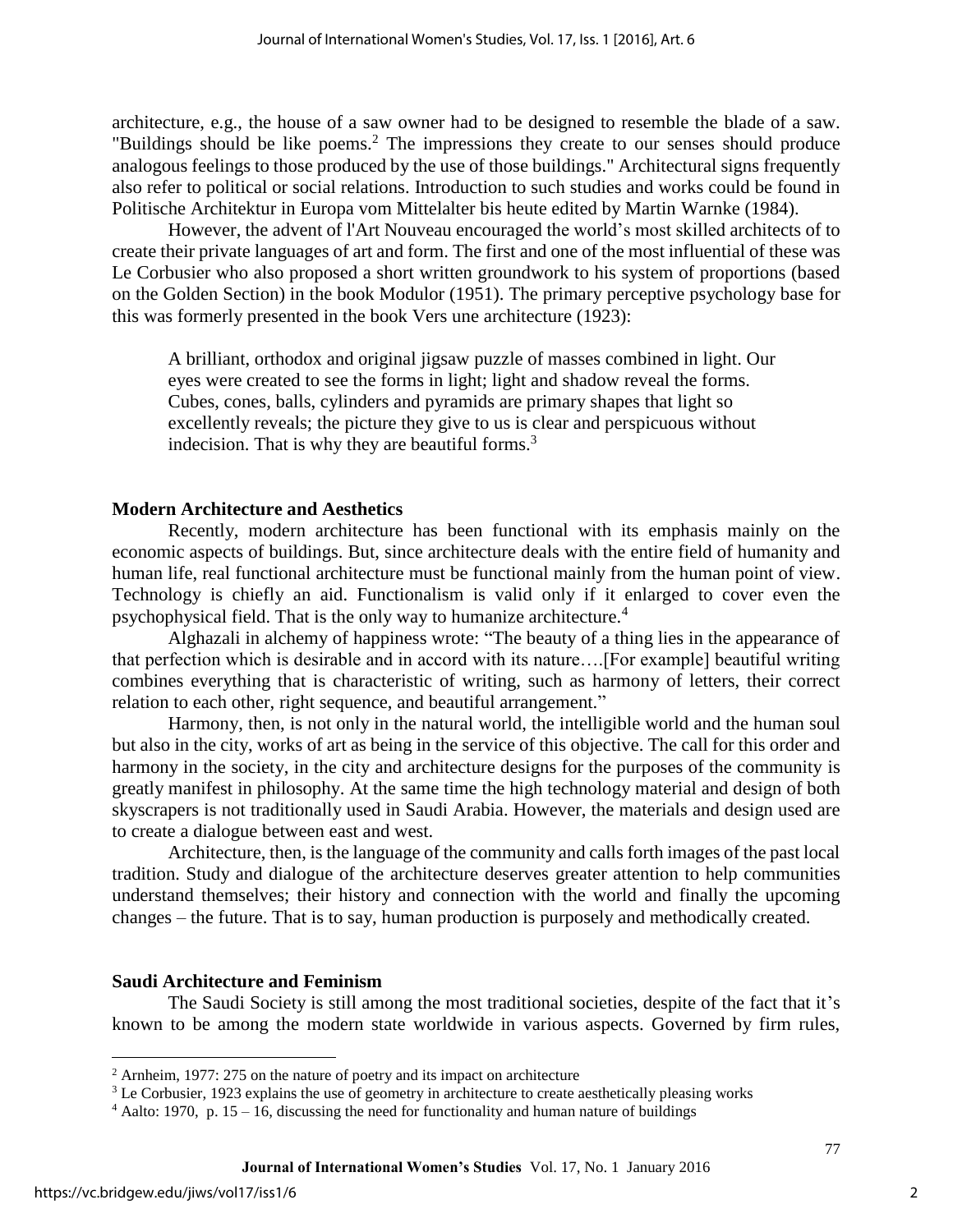architecture, e.g., the house of a saw owner had to be designed to resemble the blade of a saw. "Buildings should be like poems.[2] The impressions they create to our senses should produce analogous feelings to those produced by the use of those buildings." Architectural signs frequently also refer to political or social relations. Introduction to such studies and works could be found in Politische Architektur in Europa vom Mittelalter bis heute edited by Martin Warnke (1984).

However, the advent of l'Art Nouveau encouraged the world's most skilled architects of to create their private languages of art and form. The first and one of the most influential of these was Le Corbusier who also proposed a short written groundwork to his system of proportions (based on the Golden Section) in the book Modulor (1951). The primary perceptive psychology base for this was formerly presented in the book Vers une architecture (1923):

> A brilliant, orthodox and original jigsaw puzzle of masses combined in light. Our eyes were created to see the forms in light; light and shadow reveal the forms. Cubes, cones, balls, cylinders and pyramids are primary shapes that light so excellently reveals; the picture they give to us is clear and perspicuous without indecision. That is why they are beautiful forms.[3]

## Modern Architecture and Aesthetics

Recently, modern architecture has been functional with its emphasis mainly on the economic aspects of buildings. But, since architecture deals with the entire field of humanity and human life, real functional architecture must be functional mainly from the human point of view. Technology is chiefly an aid. Functionalism is valid only if it enlarged to cover even the psychophysical field. That is the only way to humanize architecture.[4]

Alghazali in alchemy of happiness wrote: "The beauty of a thing lies in the appearance of that perfection which is desirable and in accord with its nature….[For example] beautiful writing combines everything that is characteristic of writing, such as harmony of letters, their correct relation to each other, right sequence, and beautiful arrangement."

Harmony, then, is not only in the natural world, the intelligible world and the human soul but also in the city, works of art as being in the service of this objective. The call for this order and harmony in the society, in the city and architecture designs for the purposes of the community is greatly manifest in philosophy. At the same time the high technology material and design of both skyscrapers is not traditionally used in Saudi Arabia. However, the materials and design used are to create a dialogue between east and west.

Architecture, then, is the language of the community and calls forth images of the past local tradition. Study and dialogue of the architecture deserves greater attention to help communities understand themselves; their history and connection with the world and finally the upcoming changes – the future. That is to say, human production is purposely and methodically created.

## Saudi Architecture and Feminism

The Saudi Society is still among the most traditional societies, despite of the fact that it's known to be among the modern state worldwide in various aspects. Governed by firm rules,

---

[2] Arnheim, 1977: 275 on the nature of poetry and its impact on architecture

[3] Le Corbusier, 1923 explains the use of geometry in architecture to create aesthetically pleasing works

[4] Aalto: 1970, p. 15 – 16, discussing the need for functionality and human nature of buildings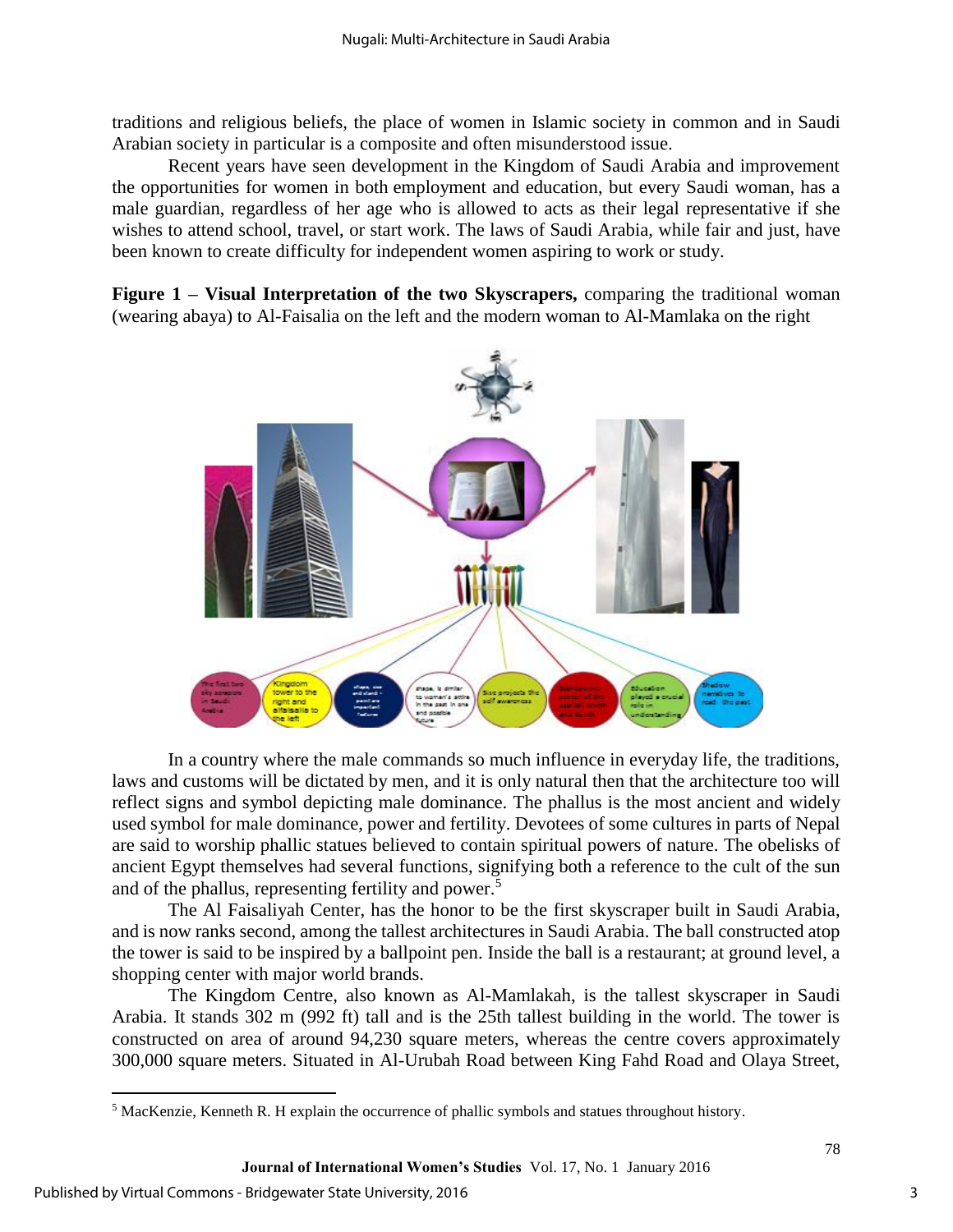traditions and religious beliefs, the place of women in Islamic society in common and in Saudi Arabian society in particular is a composite and often misunderstood issue.

Recent years have seen development in the Kingdom of Saudi Arabia and improvement the opportunities for women in both employment and education, but every Saudi woman, has a male guardian, regardless of her age who is allowed to acts as their legal representative if she wishes to attend school, travel, or start work. The laws of Saudi Arabia, while fair and just, have been known to create difficulty for independent women aspiring to work or study.

**Figure 1 – Visual Interpretation of the two Skyscrapers,** comparing the traditional woman (wearing abaya) to Al-Faisalia on the left and the modern woman to Al-Mamlaka on the right

In a country where the male commands so much influence in everyday life, the traditions, laws and customs will be dictated by men, and it is only natural then that the architecture too will reflect signs and symbol depicting male dominance. The phallus is the most ancient and widely used symbol for male dominance, power and fertility. Devotees of some cultures in parts of Nepal are said to worship phallic statues believed to contain spiritual powers of nature. The obelisks of ancient Egypt themselves had several functions, signifying both a reference to the cult of the sun and of the phallus, representing fertility and power.[5]

The Al Faisaliyah Center, has the honor to be the first skyscraper built in Saudi Arabia, and is now ranks second, among the tallest architectures in Saudi Arabia. The ball constructed atop the tower is said to be inspired by a ballpoint pen. Inside the ball is a restaurant; at ground level, a shopping center with major world brands.

The Kingdom Centre, also known as Al-Mamlakah, is the tallest skyscraper in Saudi Arabia. It stands 302 m (992 ft) tall and is the 25th tallest building in the world. The tower is constructed on area of around 94,230 square meters, whereas the centre covers approximately 300,000 square meters. Situated in Al-Urubah Road between King Fahd Road and Olaya Street,

[5] MacKenzie, Kenneth R. H explain the occurrence of phallic symbols and statues throughout history.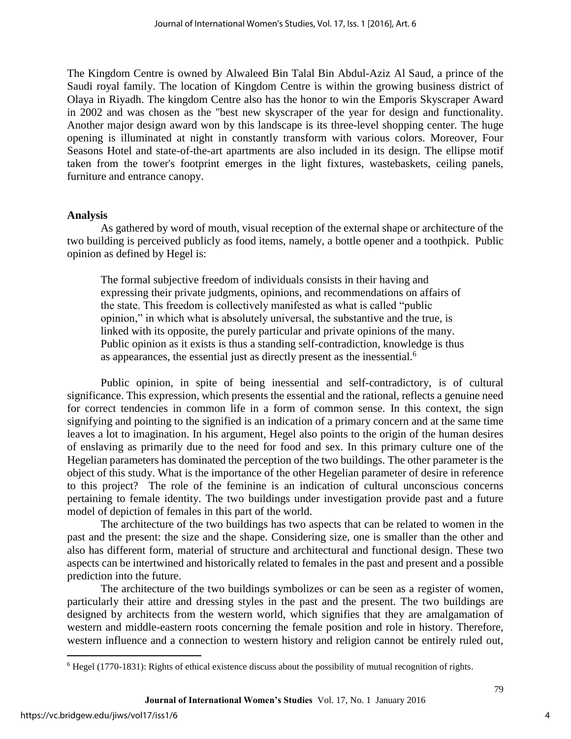The Kingdom Centre is owned by Alwaleed Bin Talal Bin Abdul-Aziz Al Saud, a prince of the Saudi royal family. The location of Kingdom Centre is within the growing business district of Olaya in Riyadh. The kingdom Centre also has the honor to win the Emporis Skyscraper Award in 2002 and was chosen as the "best new skyscraper of the year for design and functionality. Another major design award won by this landscape is its three-level shopping center. The huge opening is illuminated at night in constantly transform with various colors. Moreover, Four Seasons Hotel and state-of-the-art apartments are also included in its design. The ellipse motif taken from the tower's footprint emerges in the light fixtures, wastebaskets, ceiling panels, furniture and entrance canopy.

**Analysis**

As gathered by word of mouth, visual reception of the external shape or architecture of the two building is perceived publicly as food items, namely, a bottle opener and a toothpick. Public opinion as defined by Hegel is:

> The formal subjective freedom of individuals consists in their having and expressing their private judgments, opinions, and recommendations on affairs of the state. This freedom is collectively manifested as what is called "public opinion," in which what is absolutely universal, the substantive and the true, is linked with its opposite, the purely particular and private opinions of the many. Public opinion as it exists is thus a standing self-contradiction, knowledge is thus as appearances, the essential just as directly present as the inessential.[6]

Public opinion, in spite of being inessential and self-contradictory, is of cultural significance. This expression, which presents the essential and the rational, reflects a genuine need for correct tendencies in common life in a form of common sense. In this context, the sign signifying and pointing to the signified is an indication of a primary concern and at the same time leaves a lot to imagination. In his argument, Hegel also points to the origin of the human desires of enslaving as primarily due to the need for food and sex. In this primary culture one of the Hegelian parameters has dominated the perception of the two buildings. The other parameter is the object of this study. What is the importance of the other Hegelian parameter of desire in reference to this project? The role of the feminine is an indication of cultural unconscious concerns pertaining to female identity. The two buildings under investigation provide past and a future model of depiction of females in this part of the world.

The architecture of the two buildings has two aspects that can be related to women in the past and the present: the size and the shape. Considering size, one is smaller than the other and also has different form, material of structure and architectural and functional design. These two aspects can be intertwined and historically related to females in the past and present and a possible prediction into the future.

The architecture of the two buildings symbolizes or can be seen as a register of women, particularly their attire and dressing styles in the past and the present. The two buildings are designed by architects from the western world, which signifies that they are amalgamation of western and middle-eastern roots concerning the female position and role in history. Therefore, western influence and a connection to western history and religion cannot be entirely ruled out,

[6] Hegel (1770-1831): Rights of ethical existence discuss about the possibility of mutual recognition of rights.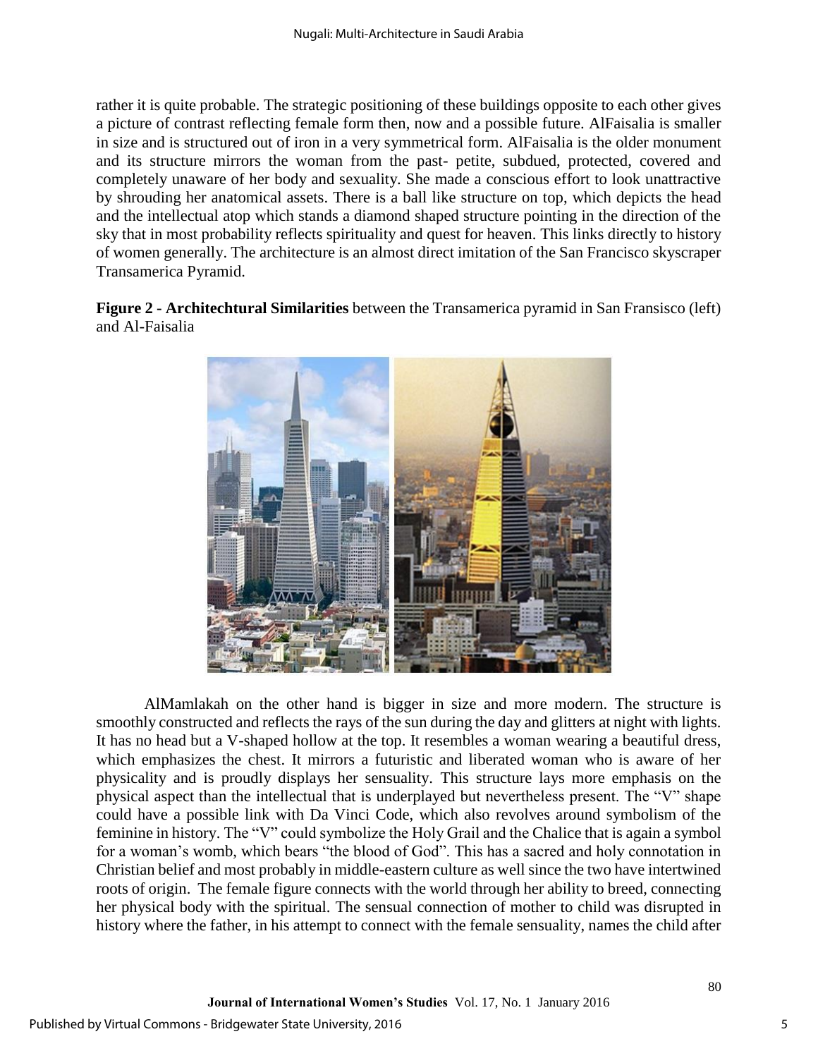rather it is quite probable. The strategic positioning of these buildings opposite to each other gives a picture of contrast reflecting female form then, now and a possible future. AlFaisalia is smaller in size and is structured out of iron in a very symmetrical form. AlFaisalia is the older monument and its structure mirrors the woman from the past- petite, subdued, protected, covered and completely unaware of her body and sexuality. She made a conscious effort to look unattractive by shrouding her anatomical assets. There is a ball like structure on top, which depicts the head and the intellectual atop which stands a diamond shaped structure pointing in the direction of the sky that in most probability reflects spirituality and quest for heaven. This links directly to history of women generally. The architecture is an almost direct imitation of the San Francisco skyscraper Transamerica Pyramid.

**Figure 2 - Architechtural Similarities** between the Transamerica pyramid in San Fransisco (left) and Al-Faisalia

AlMamlakah on the other hand is bigger in size and more modern. The structure is smoothly constructed and reflects the rays of the sun during the day and glitters at night with lights. It has no head but a V-shaped hollow at the top. It resembles a woman wearing a beautiful dress, which emphasizes the chest. It mirrors a futuristic and liberated woman who is aware of her physicality and is proudly displays her sensuality. This structure lays more emphasis on the physical aspect than the intellectual that is underplayed but nevertheless present. The "V" shape could have a possible link with Da Vinci Code, which also revolves around symbolism of the feminine in history. The "V" could symbolize the Holy Grail and the Chalice that is again a symbol for a woman's womb, which bears "the blood of God". This has a sacred and holy connotation in Christian belief and most probably in middle-eastern culture as well since the two have intertwined roots of origin. The female figure connects with the world through her ability to breed, connecting her physical body with the spiritual. The sensual connection of mother to child was disrupted in history where the father, in his attempt to connect with the female sensuality, names the child after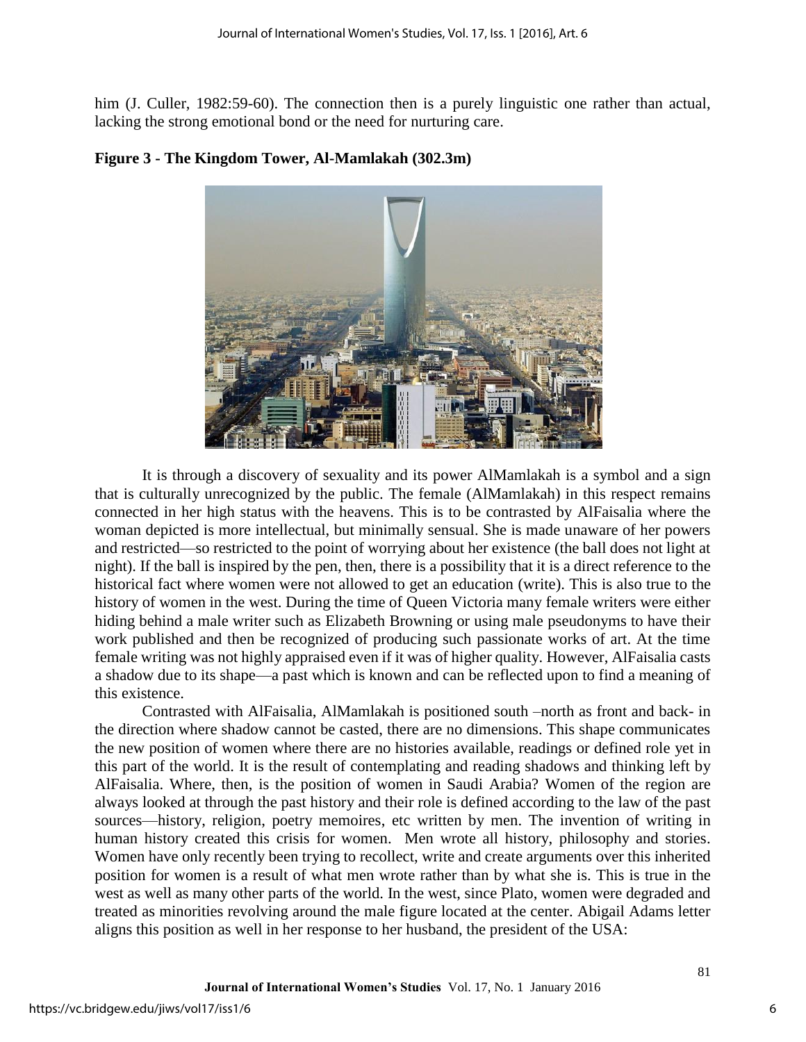him (J. Culler, 1982:59-60). The connection then is a purely linguistic one rather than actual, lacking the strong emotional bond or the need for nurturing care.

**Figure 3 - The Kingdom Tower, Al-Mamlakah (302.3m)**

It is through a discovery of sexuality and its power AlMamlakah is a symbol and a sign that is culturally unrecognized by the public. The female (AlMamlakah) in this respect remains connected in her high status with the heavens. This is to be contrasted by AlFaisalia where the woman depicted is more intellectual, but minimally sensual. She is made unaware of her powers and restricted—so restricted to the point of worrying about her existence (the ball does not light at night). If the ball is inspired by the pen, then, there is a possibility that it is a direct reference to the historical fact where women were not allowed to get an education (write). This is also true to the history of women in the west. During the time of Queen Victoria many female writers were either hiding behind a male writer such as Elizabeth Browning or using male pseudonyms to have their work published and then be recognized of producing such passionate works of art. At the time female writing was not highly appraised even if it was of higher quality. However, AlFaisalia casts a shadow due to its shape—a past which is known and can be reflected upon to find a meaning of this existence.

Contrasted with AlFaisalia, AlMamlakah is positioned south –north as front and back- in the direction where shadow cannot be casted, there are no dimensions. This shape communicates the new position of women where there are no histories available, readings or defined role yet in this part of the world. It is the result of contemplating and reading shadows and thinking left by AlFaisalia. Where, then, is the position of women in Saudi Arabia? Women of the region are always looked at through the past history and their role is defined according to the law of the past sources—history, religion, poetry memoires, etc written by men. The invention of writing in human history created this crisis for women. Men wrote all history, philosophy and stories. Women have only recently been trying to recollect, write and create arguments over this inherited position for women is a result of what men wrote rather than by what she is. This is true in the west as well as many other parts of the world. In the west, since Plato, women were degraded and treated as minorities revolving around the male figure located at the center. Abigail Adams letter aligns this position as well in her response to her husband, the president of the USA: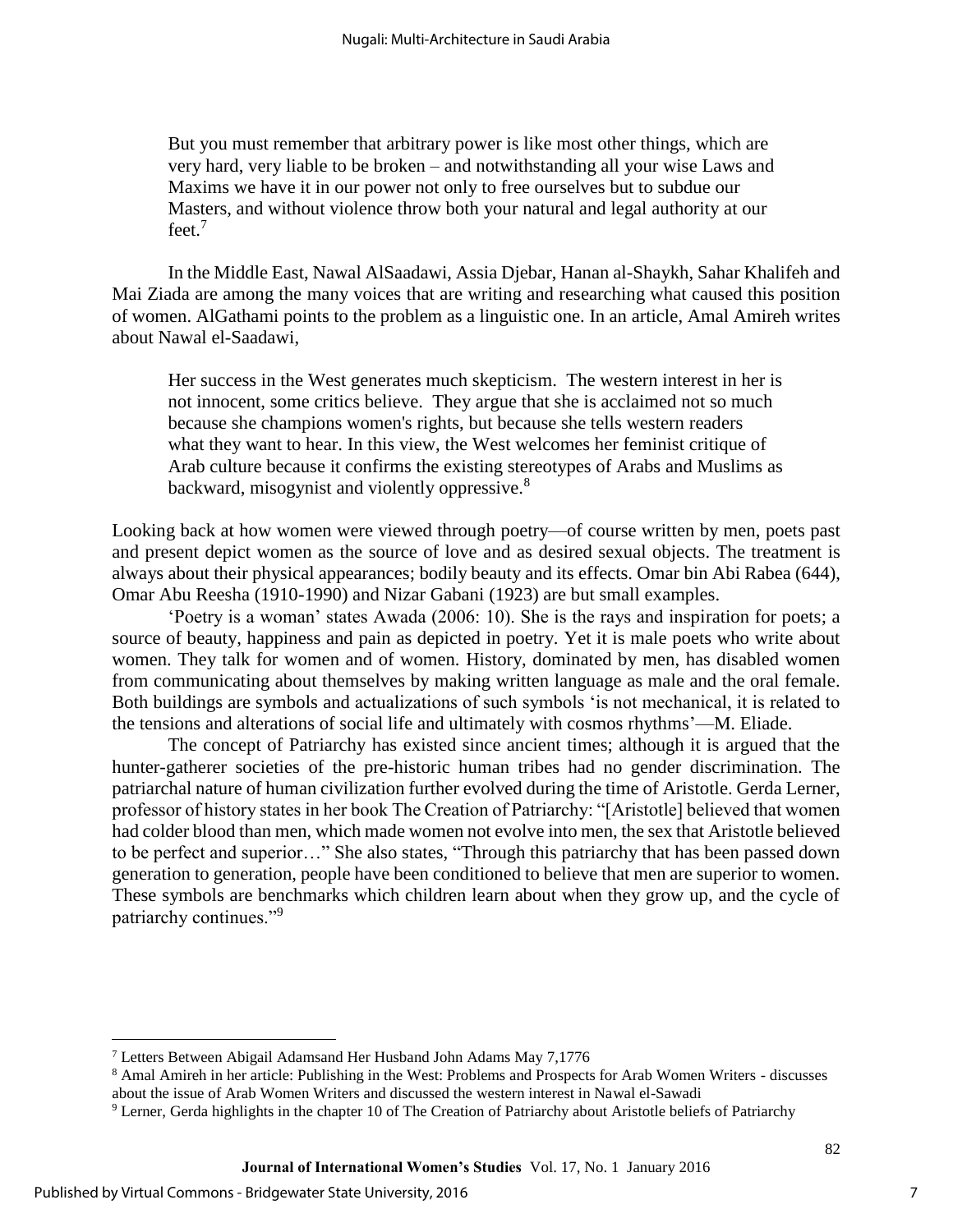> But you must remember that arbitrary power is like most other things, which are very hard, very liable to be broken – and notwithstanding all your wise Laws and Maxims we have it in our power not only to free ourselves but to subdue our Masters, and without violence throw both your natural and legal authority at our feet.[7]

In the Middle East, Nawal AlSaadawi, Assia Djebar, Hanan al-Shaykh, Sahar Khalifeh and Mai Ziada are among the many voices that are writing and researching what caused this position of women. AlGathami points to the problem as a linguistic one. In an article, Amal Amireh writes about Nawal el-Saadawi,

> Her success in the West generates much skepticism. The western interest in her is not innocent, some critics believe. They argue that she is acclaimed not so much because she champions women's rights, but because she tells western readers what they want to hear. In this view, the West welcomes her feminist critique of Arab culture because it confirms the existing stereotypes of Arabs and Muslims as backward, misogynist and violently oppressive.[8]

Looking back at how women were viewed through poetry—of course written by men, poets past and present depict women as the source of love and as desired sexual objects. The treatment is always about their physical appearances; bodily beauty and its effects. Omar bin Abi Rabea (644), Omar Abu Reesha (1910-1990) and Nizar Gabani (1923) are but small examples.

'Poetry is a woman' states Awada (2006: 10). She is the rays and inspiration for poets; a source of beauty, happiness and pain as depicted in poetry. Yet it is male poets who write about women. They talk for women and of women. History, dominated by men, has disabled women from communicating about themselves by making written language as male and the oral female. Both buildings are symbols and actualizations of such symbols 'is not mechanical, it is related to the tensions and alterations of social life and ultimately with cosmos rhythms'—M. Eliade.

The concept of Patriarchy has existed since ancient times; although it is argued that the hunter-gatherer societies of the pre-historic human tribes had no gender discrimination. The patriarchal nature of human civilization further evolved during the time of Aristotle. Gerda Lerner, professor of history states in her book The Creation of Patriarchy: "[Aristotle] believed that women had colder blood than men, which made women not evolve into men, the sex that Aristotle believed to be perfect and superior…" She also states, "Through this patriarchy that has been passed down generation to generation, people have been conditioned to believe that men are superior to women. These symbols are benchmarks which children learn about when they grow up, and the cycle of patriarchy continues."[9]

---

[7] Letters Between Abigail Adamsand Her Husband John Adams May 7,1776

[8] Amal Amireh in her article: Publishing in the West: Problems and Prospects for Arab Women Writers - discusses about the issue of Arab Women Writers and discussed the western interest in Nawal el-Sawadi

[9] Lerner, Gerda highlights in the chapter 10 of The Creation of Patriarchy about Aristotle beliefs of Patriarchy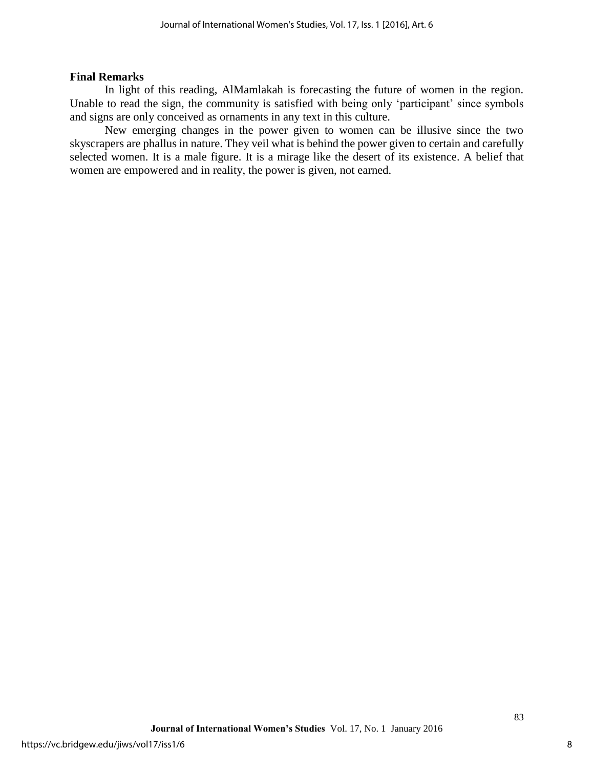## Final Remarks

In light of this reading, AlMamlakah is forecasting the future of women in the region. Unable to read the sign, the community is satisfied with being only 'participant' since symbols and signs are only conceived as ornaments in any text in this culture.

New emerging changes in the power given to women can be illusive since the two skyscrapers are phallus in nature. They veil what is behind the power given to certain and carefully selected women. It is a male figure. It is a mirage like the desert of its existence. A belief that women are empowered and in reality, the power is given, not earned.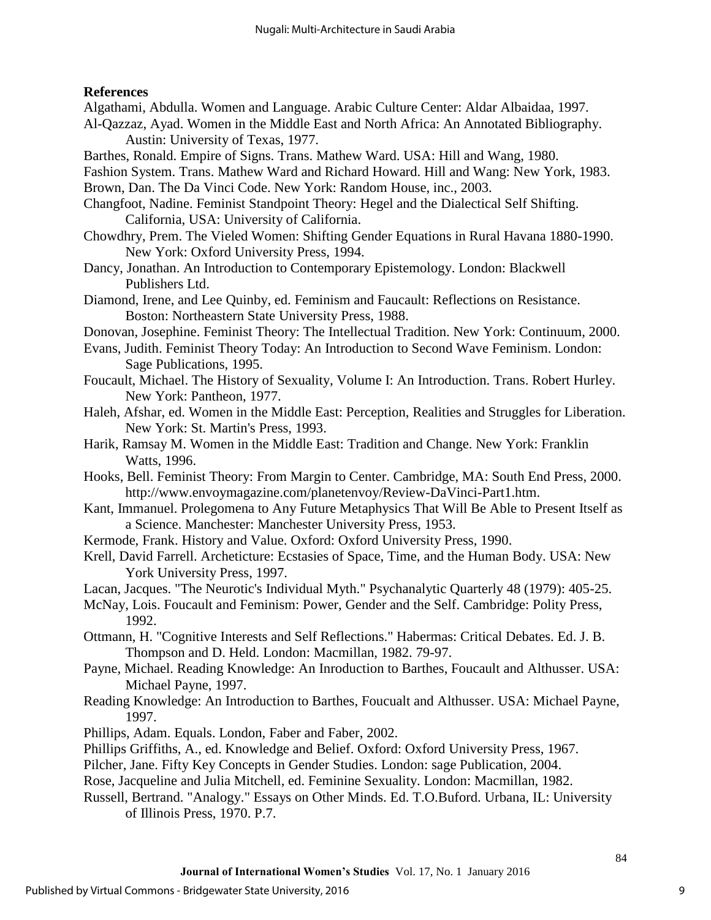**References**

Algathami, Abdulla. Women and Language. Arabic Culture Center: Aldar Albaidaa, 1997.

Al-Qazzaz, Ayad. Women in the Middle East and North Africa: An Annotated Bibliography. Austin: University of Texas, 1977.

Barthes, Ronald. Empire of Signs. Trans. Mathew Ward. USA: Hill and Wang, 1980.

Fashion System. Trans. Mathew Ward and Richard Howard. Hill and Wang: New York, 1983.

Brown, Dan. The Da Vinci Code. New York: Random House, inc., 2003.

Changfoot, Nadine. Feminist Standpoint Theory: Hegel and the Dialectical Self Shifting. California, USA: University of California.

Chowdhry, Prem. The Vieled Women: Shifting Gender Equations in Rural Havana 1880-1990. New York: Oxford University Press, 1994.

Dancy, Jonathan. An Introduction to Contemporary Epistemology. London: Blackwell Publishers Ltd.

Diamond, Irene, and Lee Quinby, ed. Feminism and Faucault: Reflections on Resistance. Boston: Northeastern State University Press, 1988.

Donovan, Josephine. Feminist Theory: The Intellectual Tradition. New York: Continuum, 2000.

Evans, Judith. Feminist Theory Today: An Introduction to Second Wave Feminism. London: Sage Publications, 1995.

Foucault, Michael. The History of Sexuality, Volume I: An Introduction. Trans. Robert Hurley. New York: Pantheon, 1977.

Haleh, Afshar, ed. Women in the Middle East: Perception, Realities and Struggles for Liberation. New York: St. Martin's Press, 1993.

Harik, Ramsay M. Women in the Middle East: Tradition and Change. New York: Franklin Watts, 1996.

Hooks, Bell. Feminist Theory: From Margin to Center. Cambridge, MA: South End Press, 2000. http://www.envoymagazine.com/planetenvoy/Review-DaVinci-Part1.htm.

Kant, Immanuel. Prolegomena to Any Future Metaphysics That Will Be Able to Present Itself as a Science. Manchester: Manchester University Press, 1953.

Kermode, Frank. History and Value. Oxford: Oxford University Press, 1990.

Krell, David Farrell. Archeticture: Ecstasies of Space, Time, and the Human Body. USA: New York University Press, 1997.

Lacan, Jacques. "The Neurotic's Individual Myth." Psychanalytic Quarterly 48 (1979): 405-25.

McNay, Lois. Foucault and Feminism: Power, Gender and the Self. Cambridge: Polity Press, 1992.

Ottmann, H. "Cognitive Interests and Self Reflections." Habermas: Critical Debates. Ed. J. B. Thompson and D. Held. London: Macmillan, 1982. 79-97.

Payne, Michael. Reading Knowledge: An Inroduction to Barthes, Foucault and Althusser. USA: Michael Payne, 1997.

Reading Knowledge: An Introduction to Barthes, Foucualt and Althusser. USA: Michael Payne, 1997.

Phillips, Adam. Equals. London, Faber and Faber, 2002.

Phillips Griffiths, A., ed. Knowledge and Belief. Oxford: Oxford University Press, 1967.

Pilcher, Jane. Fifty Key Concepts in Gender Studies. London: sage Publication, 2004.

Rose, Jacqueline and Julia Mitchell, ed. Feminine Sexuality. London: Macmillan, 1982.

Russell, Bertrand. "Analogy." Essays on Other Minds. Ed. T.O.Buford. Urbana, IL: University of Illinois Press, 1970. P.7.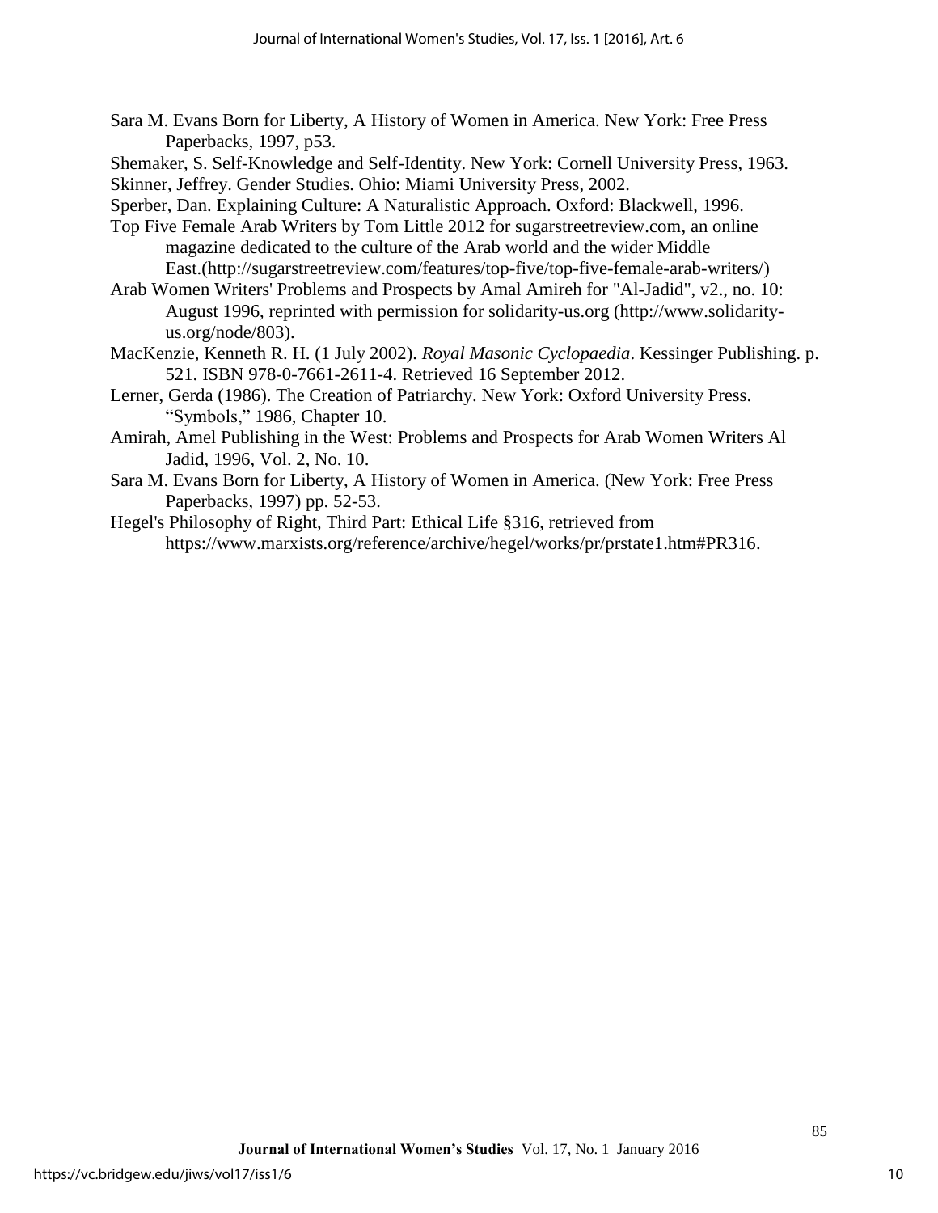Sara M. Evans Born for Liberty, A History of Women in America. New York: Free Press Paperbacks, 1997, p53.

Shemaker, S. Self-Knowledge and Self-Identity. New York: Cornell University Press, 1963.

Skinner, Jeffrey. Gender Studies. Ohio: Miami University Press, 2002.

Sperber, Dan. Explaining Culture: A Naturalistic Approach. Oxford: Blackwell, 1996.

Top Five Female Arab Writers by Tom Little 2012 for sugarstreetreview.com, an online magazine dedicated to the culture of the Arab world and the wider Middle East.(http://sugarstreetreview.com/features/top-five/top-five-female-arab-writers/)

Arab Women Writers' Problems and Prospects by Amal Amireh for "Al-Jadid", v2., no. 10: August 1996, reprinted with permission for solidarity-us.org (http://www.solidarity-us.org/node/803).

MacKenzie, Kenneth R. H. (1 July 2002). *Royal Masonic Cyclopaedia*. Kessinger Publishing. p. 521. ISBN 978-0-7661-2611-4. Retrieved 16 September 2012.

Lerner, Gerda (1986). The Creation of Patriarchy. New York: Oxford University Press. “Symbols,” 1986, Chapter 10.

Amirah, Amel Publishing in the West: Problems and Prospects for Arab Women Writers Al Jadid, 1996, Vol. 2, No. 10.

Sara M. Evans Born for Liberty, A History of Women in America. (New York: Free Press Paperbacks, 1997) pp. 52-53.

Hegel's Philosophy of Right, Third Part: Ethical Life §316, retrieved from https://www.marxists.org/reference/archive/hegel/works/pr/prstate1.htm#PR316.